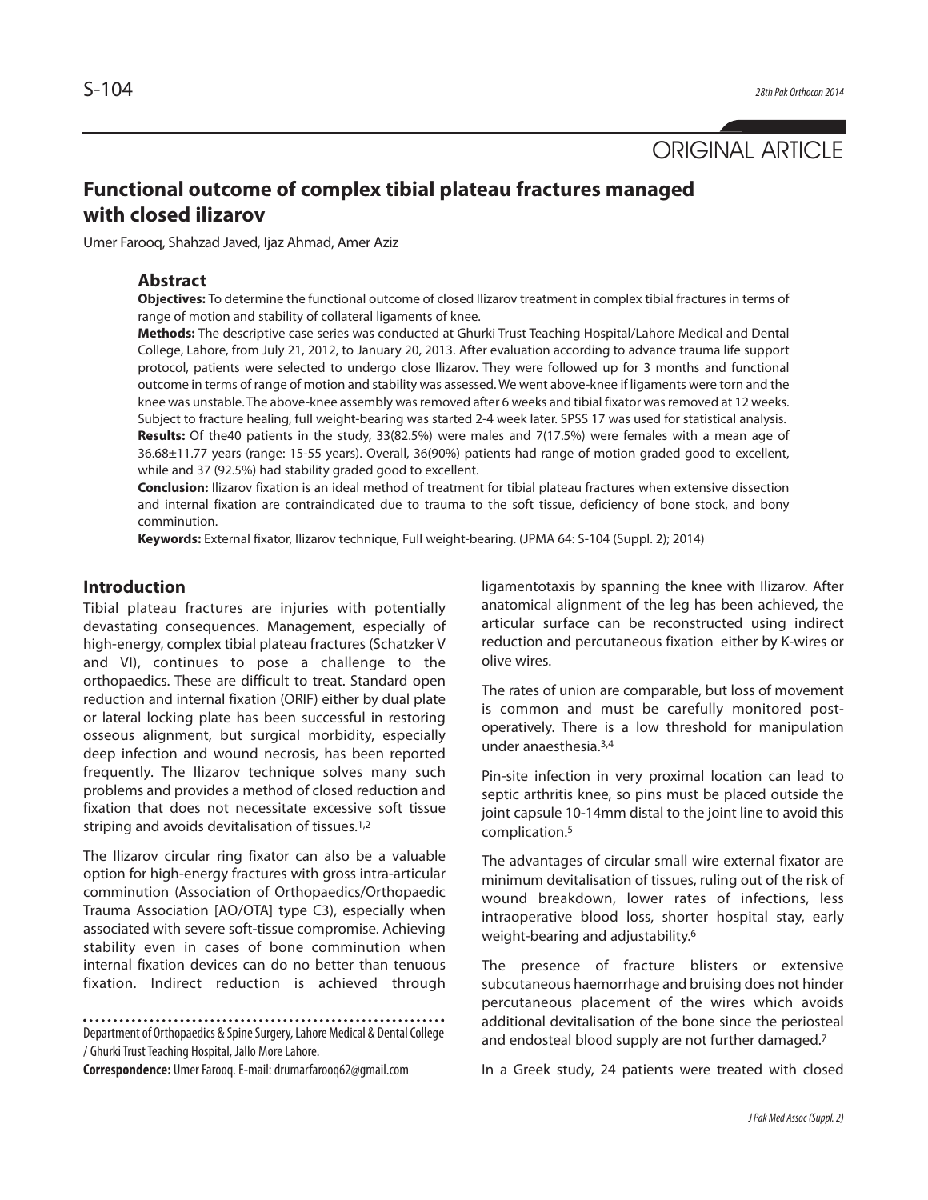ORIGINAL ARTICLE

# Functional outcome of complex tibial plateau fractures managed with closed ilizarov

Umer Farooq, Shahzad Javed, Ijaz Ahmad, Amer Aziz

## Abstract

**Objectives:** To determine the functional outcome of closed Ilizarov treatment in complex tibial fractures in terms of range of motion and stability of collateral ligaments of knee.

**Methods:** The descriptive case series was conducted at Ghurki Trust Teaching Hospital/Lahore Medical and Dental College, Lahore, from July 21, 2012, to January 20, 2013. After evaluation according to advance trauma life support protocol, patients were selected to undergo close Ilizarov. They were followed up for 3 months and functional outcome in terms of range of motion and stability was assessed. We went above-knee if ligaments were torn and the knee was unstable. The above-knee assembly was removed after 6 weeks and tibial fixator was removed at 12 weeks. Subject to fracture healing, full weight-bearing was started 2-4 week later. SPSS 17 was used for statistical analysis.

**Results:** Of the40 patients in the study, 33(82.5%) were males and 7(17.5%) were females with a mean age of 36.68±11.77 years (range: 15-55 years). Overall, 36(90%) patients had range of motion graded good to excellent, while and 37 (92.5%) had stability graded good to excellent.

**Conclusion:** Ilizarov fixation is an ideal method of treatment for tibial plateau fractures when extensive dissection and internal fixation are contraindicated due to trauma to the soft tissue, deficiency of bone stock, and bony comminution.

**Keywords:** External fixator, Ilizarov technique, Full weight-bearing. (JPMA 64: S-104 (Suppl. 2); 2014)

## Introduction

Tibial plateau fractures are injuries with potentially devastating consequences. Management, especially of high-energy, complex tibial plateau fractures (Schatzker V and VI), continues to pose a challenge to the orthopaedics. These are difficult to treat. Standard open reduction and internal fixation (ORIF) either by dual plate or lateral locking plate has been successful in restoring osseous alignment, but surgical morbidity, especially deep infection and wound necrosis, has been reported frequently. The Ilizarov technique solves many such problems and provides a method of closed reduction and fixation that does not necessitate excessive soft tissue striping and avoids devitalisation of tissues.[1,2]

The Ilizarov circular ring fixator can also be a valuable option for high-energy fractures with gross intra-articular comminution (Association of Orthopaedics/Orthopaedic Trauma Association [AO/OTA] type C3), especially when associated with severe soft-tissue compromise. Achieving stability even in cases of bone comminution when internal fixation devices can do no better than tenuous fixation. Indirect reduction is achieved through ligamentotaxis by spanning the knee with Ilizarov. After anatomical alignment of the leg has been achieved, the articular surface can be reconstructed using indirect reduction and percutaneous fixation either by K-wires or olive wires.

The rates of union are comparable, but loss of movement is common and must be carefully monitored post-operatively. There is a low threshold for manipulation under anaesthesia.[3,4]

Pin-site infection in very proximal location can lead to septic arthritis knee, so pins must be placed outside the joint capsule 10-14mm distal to the joint line to avoid this complication.[5]

The advantages of circular small wire external fixator are minimum devitalisation of tissues, ruling out the risk of wound breakdown, lower rates of infections, less intraoperative blood loss, shorter hospital stay, early weight-bearing and adjustability.[6]

The presence of fracture blisters or extensive subcutaneous haemorrhage and bruising does not hinder percutaneous placement of the wires which avoids additional devitalisation of the bone since the periosteal and endosteal blood supply are not further damaged.[7]

In a Greek study, 24 patients were treated with closed

Department of Orthopaedics & Spine Surgery, Lahore Medical & Dental College / Ghurki Trust Teaching Hospital, Jallo More Lahore.

**Correspondence:** Umer Farooq. E-mail: drumarfarooq62@gmail.com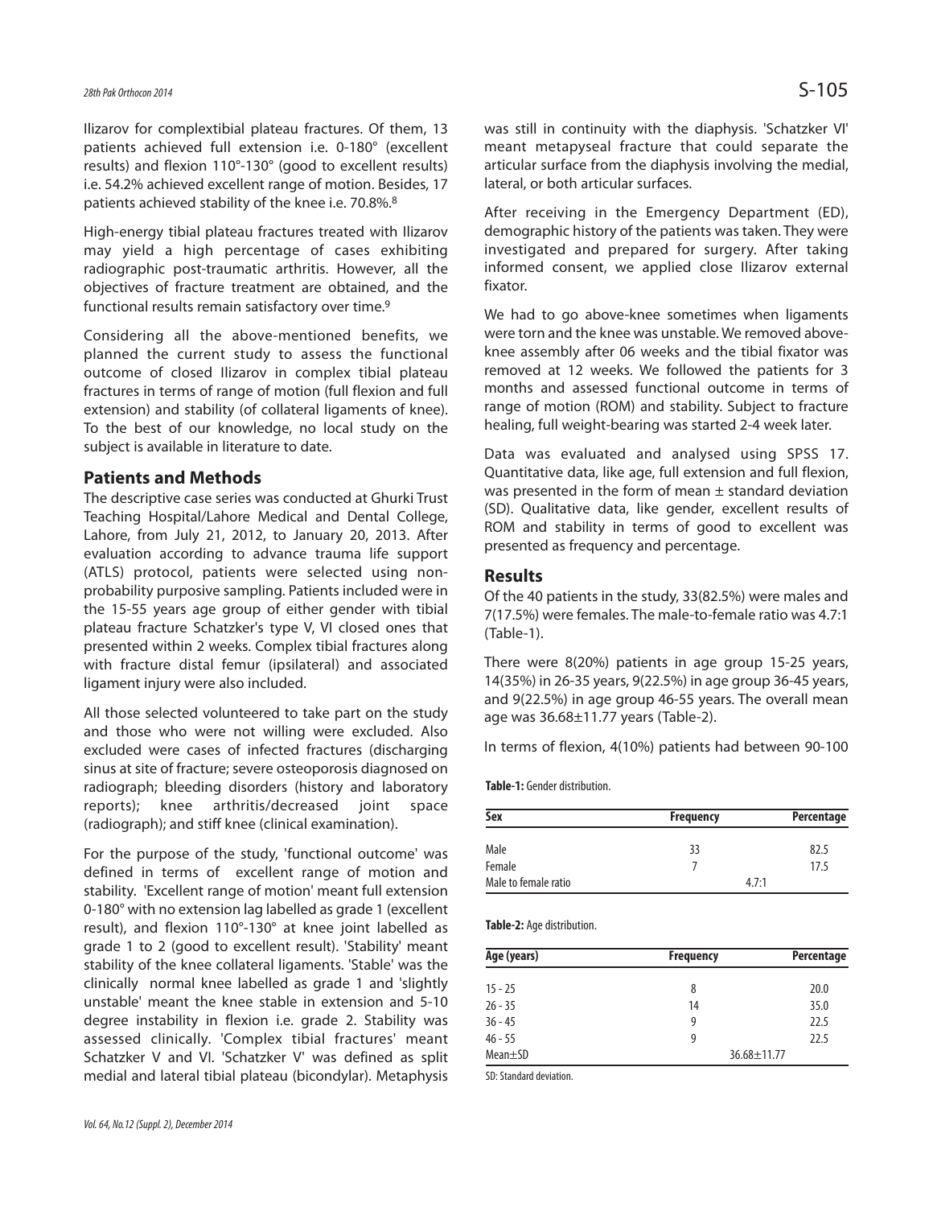Ilizarov for complextibial plateau fractures. Of them, 13 patients achieved full extension i.e. 0-180° (excellent results) and flexion 110°-130° (good to excellent results) i.e. 54.2% achieved excellent range of motion. Besides, 17 patients achieved stability of the knee i.e. 70.8%.[8]

High-energy tibial plateau fractures treated with Ilizarov may yield a high percentage of cases exhibiting radiographic post-traumatic arthritis. However, all the objectives of fracture treatment are obtained, and the functional results remain satisfactory over time.[9]

Considering all the above-mentioned benefits, we planned the current study to assess the functional outcome of closed Ilizarov in complex tibial plateau fractures in terms of range of motion (full flexion and full extension) and stability (of collateral ligaments of knee). To the best of our knowledge, no local study on the subject is available in literature to date.

## Patients and Methods

The descriptive case series was conducted at Ghurki Trust Teaching Hospital/Lahore Medical and Dental College, Lahore, from July 21, 2012, to January 20, 2013. After evaluation according to advance trauma life support (ATLS) protocol, patients were selected using non-probability purposive sampling. Patients included were in the 15-55 years age group of either gender with tibial plateau fracture Schatzker's type V, VI closed ones that presented within 2 weeks. Complex tibial fractures along with fracture distal femur (ipsilateral) and associated ligament injury were also included.

All those selected volunteered to take part on the study and those who were not willing were excluded. Also excluded were cases of infected fractures (discharging sinus at site of fracture; severe osteoporosis diagnosed on radiograph; bleeding disorders (history and laboratory reports); knee arthritis/decreased joint space (radiograph); and stiff knee (clinical examination).

For the purpose of the study, 'functional outcome' was defined in terms of excellent range of motion and stability. 'Excellent range of motion' meant full extension 0-180° with no extension lag labelled as grade 1 (excellent result), and flexion 110°-130° at knee joint labelled as grade 1 to 2 (good to excellent result). 'Stability' meant stability of the knee collateral ligaments. 'Stable' was the clinically normal knee labelled as grade 1 and 'slightly unstable' meant the knee stable in extension and 5-10 degree instability in flexion i.e. grade 2. Stability was assessed clinically. 'Complex tibial fractures' meant Schatzker V and VI. 'Schatzker V' was defined as split medial and lateral tibial plateau (bicondylar). Metaphysis was still in continuity with the diaphysis. 'Schatzker VI' meant metapyseal fracture that could separate the articular surface from the diaphysis involving the medial, lateral, or both articular surfaces.

After receiving in the Emergency Department (ED), demographic history of the patients was taken. They were investigated and prepared for surgery. After taking informed consent, we applied close Ilizarov external fixator.

We had to go above-knee sometimes when ligaments were torn and the knee was unstable. We removed above-knee assembly after 06 weeks and the tibial fixator was removed at 12 weeks. We followed the patients for 3 months and assessed functional outcome in terms of range of motion (ROM) and stability. Subject to fracture healing, full weight-bearing was started 2-4 week later.

Data was evaluated and analysed using SPSS 17. Quantitative data, like age, full extension and full flexion, was presented in the form of mean ± standard deviation (SD). Qualitative data, like gender, excellent results of ROM and stability in terms of good to excellent was presented as frequency and percentage.

## Results

Of the 40 patients in the study, 33(82.5%) were males and 7(17.5%) were females. The male-to-female ratio was 4.7:1 (Table-1).

There were 8(20%) patients in age group 15-25 years, 14(35%) in 26-35 years, 9(22.5%) in age group 36-45 years, and 9(22.5%) in age group 46-55 years. The overall mean age was 36.68±11.77 years (Table-2).

In terms of flexion, 4(10%) patients had between 90-100

**Table-1:** Gender distribution.

| Sex | Frequency | Percentage |
|---|---|---|
| Male | 33 | 82.5 |
| Female | 7 | 17.5 |
| Male to female ratio | 4.7:1 | |

**Table-2:** Age distribution.

| Age (years) | Frequency | Percentage |
|---|---|---|
| 15 - 25 | 8 | 20.0 |
| 26 - 35 | 14 | 35.0 |
| 36 - 45 | 9 | 22.5 |
| 46 - 55 | 9 | 22.5 |
| Mean±SD | 36.68±11.77 | |

SD: Standard deviation.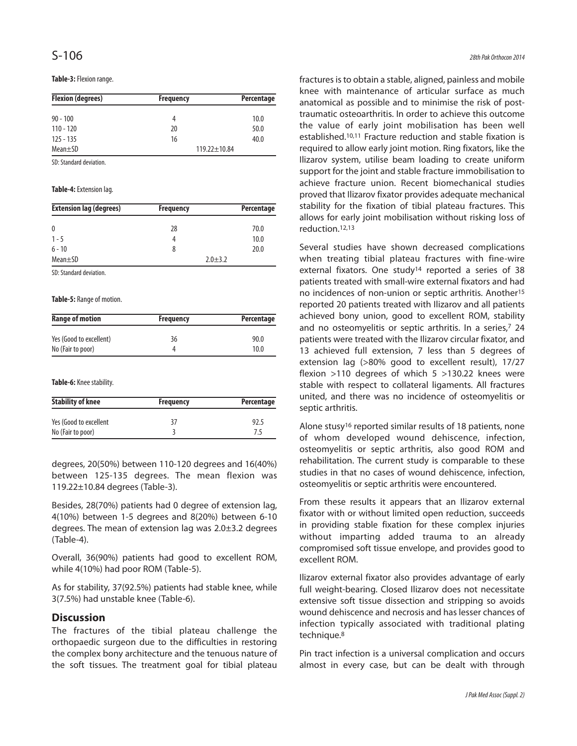**Table-3:** Flexion range.

| Flexion (degrees) | Frequency | Percentage |
|---|---|---|
| 90 - 100 | 4 | 10.0 |
| 110 - 120 | 20 | 50.0 |
| 125 - 135 | 16 | 40.0 |
| Mean±SD | 119.22±10.84 | |

SD: Standard deviation.

**Table-4:** Extension lag.

| Extension lag (degrees) | Frequency | Percentage |
|---|---|---|
| 0 | 28 | 70.0 |
| 1 - 5 | 4 | 10.0 |
| 6 - 10 | 8 | 20.0 |
| Mean±SD | 2.0±3.2 | |

SD: Standard deviation.

**Table-5:** Range of motion.

| Range of motion | Frequency | Percentage |
|---|---|---|
| Yes (Good to excellent) | 36 | 90.0 |
| No (Fair to poor) | 4 | 10.0 |

**Table-6:** Knee stability.

| Stability of knee | Frequency | Percentage |
|---|---|---|
| Yes (Good to excellent | 37 | 92.5 |
| No (Fair to poor) | 3 | 7.5 |

degrees, 20(50%) between 110-120 degrees and 16(40%) between 125-135 degrees. The mean flexion was 119.22±10.84 degrees (Table-3).

Besides, 28(70%) patients had 0 degree of extension lag, 4(10%) between 1-5 degrees and 8(20%) between 6-10 degrees. The mean of extension lag was 2.0±3.2 degrees (Table-4).

Overall, 36(90%) patients had good to excellent ROM, while 4(10%) had poor ROM (Table-5).

As for stability, 37(92.5%) patients had stable knee, while 3(7.5%) had unstable knee (Table-6).

## Discussion

The fractures of the tibial plateau challenge the orthopaedic surgeon due to the difficulties in restoring the complex bony architecture and the tenuous nature of the soft tissues. The treatment goal for tibial plateau fractures is to obtain a stable, aligned, painless and mobile knee with maintenance of articular surface as much anatomical as possible and to minimise the risk of post-traumatic osteoarthritis. In order to achieve this outcome the value of early joint mobilisation has been well established.[10,11] Fracture reduction and stable fixation is required to allow early joint motion. Ring fixators, like the Ilizarov system, utilise beam loading to create uniform support for the joint and stable fracture immobilisation to achieve fracture union. Recent biomechanical studies proved that Ilizarov fixator provides adequate mechanical stability for the fixation of tibial plateau fractures. This allows for early joint mobilisation without risking loss of reduction.[12,13]

Several studies have shown decreased complications when treating tibial plateau fractures with fine-wire external fixators. One study[14] reported a series of 38 patients treated with small-wire external fixators and had no incidences of non-union or septic arthritis. Another[15] reported 20 patients treated with Ilizarov and all patients achieved bony union, good to excellent ROM, stability and no osteomyelitis or septic arthritis. In a series,[7] 24 patients were treated with the Ilizarov circular fixator, and 13 achieved full extension, 7 less than 5 degrees of extension lag (>80% good to excellent result), 17/27 flexion >110 degrees of which 5 >130.22 knees were stable with respect to collateral ligaments. All fractures united, and there was no incidence of osteomyelitis or septic arthritis.

Alone stusy[16] reported similar results of 18 patients, none of whom developed wound dehiscence, infection, osteomyelitis or septic arthritis, also good ROM and rehabilitation. The current study is comparable to these studies in that no cases of wound dehiscence, infection, osteomyelitis or septic arthritis were encountered.

From these results it appears that an Ilizarov external fixator with or without limited open reduction, succeeds in providing stable fixation for these complex injuries without imparting added trauma to an already compromised soft tissue envelope, and provides good to excellent ROM.

Ilizarov external fixator also provides advantage of early full weight-bearing. Closed Ilizarov does not necessitate extensive soft tissue dissection and stripping so avoids wound dehiscence and necrosis and has lesser chances of infection typically associated with traditional plating technique.[8]

Pin tract infection is a universal complication and occurs almost in every case, but can be dealt with through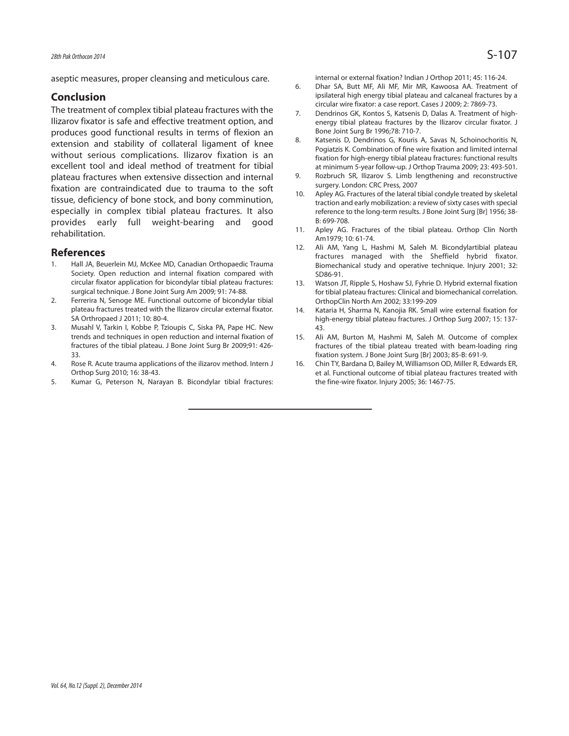aseptic measures, proper cleansing and meticulous care.

## Conclusion

The treatment of complex tibial plateau fractures with the Ilizarov fixator is safe and effective treatment option, and produces good functional results in terms of flexion an extension and stability of collateral ligament of knee without serious complications. Ilizarov fixation is an excellent tool and ideal method of treatment for tibial plateau fractures when extensive dissection and internal fixation are contraindicated due to trauma to the soft tissue, deficiency of bone stock, and bony comminution, especially in complex tibial plateau fractures. It also provides early full weight-bearing and good rehabilitation.

## References

1. Hall JA, Beuerlein MJ, McKee MD, Canadian Orthopaedic Trauma Society. Open reduction and internal fixation compared with circular fixator application for bicondylar tibial plateau fractures: surgical technique. J Bone Joint Surg Am 2009; 91: 74-88.
2. Ferrerira N, Senoge ME. Functional outcome of bicondylar tibial plateau fractures treated with the Ilizarov circular external fixator. SA Orthropaed J 2011; 10: 80-4.
3. Musahl V, Tarkin I, Kobbe P, Tzioupis C, Siska PA, Pape HC. New trends and techniques in open reduction and internal fixation of fractures of the tibial plateau. J Bone Joint Surg Br 2009;91: 426-33.
4. Rose R. Acute trauma applications of the ilizarov method. Intern J Orthop Surg 2010; 16: 38-43.
5. Kumar G, Peterson N, Narayan B. Bicondylar tibial fractures: internal or external fixation? Indian J Orthop 2011; 45: 116-24.
6. Dhar SA, Butt MF, Ali MF, Mir MR, Kawoosa AA. Treatment of ipsilateral high energy tibial plateau and calcaneal fractures by a circular wire fixator: a case report. Cases J 2009; 2: 7869-73.
7. Dendrinos GK, Kontos S, Katsenis D, Dalas A. Treatment of high-energy tibial plateau fractures by the Ilizarov circular fixator. J Bone Joint Surg Br 1996;78: 710-7.
8. Katsenis D, Dendrinos G, Kouris A, Savas N, Schoinochoritis N, Pogiatzis K. Combination of fine wire fixation and limited internal fixation for high-energy tibial plateau fractures: functional results at minimum 5-year follow-up. J Orthop Trauma 2009; 23: 493-501.
9. Rozbruch SR, Ilizarov S. Limb lengthening and reconstructive surgery. London: CRC Press, 2007
10. Apley AG. Fractures of the lateral tibial condyle treated by skeletal traction and early mobilization: a review of sixty cases with special reference to the long-term results. J Bone Joint Surg [Br] 1956; 38-B: 699-708.
11. Apley AG. Fractures of the tibial plateau. Orthop Clin North Am1979; 10: 61-74.
12. Ali AM, Yang L, Hashmi M, Saleh M. Bicondylartibial plateau fractures managed with the Sheffield hybrid fixator. Biomechanical study and operative technique. Injury 2001; 32: SD86-91.
13. Watson JT, Ripple S, Hoshaw SJ, Fyhrie D. Hybrid external fixation for tibial plateau fractures: Clinical and biomechanical correlation. OrthopClin North Am 2002; 33:199-209
14. Kataria H, Sharma N, Kanojia RK. Small wire external fixation for high-energy tibial plateau fractures. J Orthop Surg 2007; 15: 137-43.
15. Ali AM, Burton M, Hashmi M, Saleh M. Outcome of complex fractures of the tibial plateau treated with beam-loading ring fixation system. J Bone Joint Surg [Br] 2003; 85-B: 691-9.
16. Chin TY, Bardana D, Bailey M, Williamson OD, Miller R, Edwards ER, et al. Functional outcome of tibial plateau fractures treated with the fine-wire fixator. Injury 2005; 36: 1467-75.